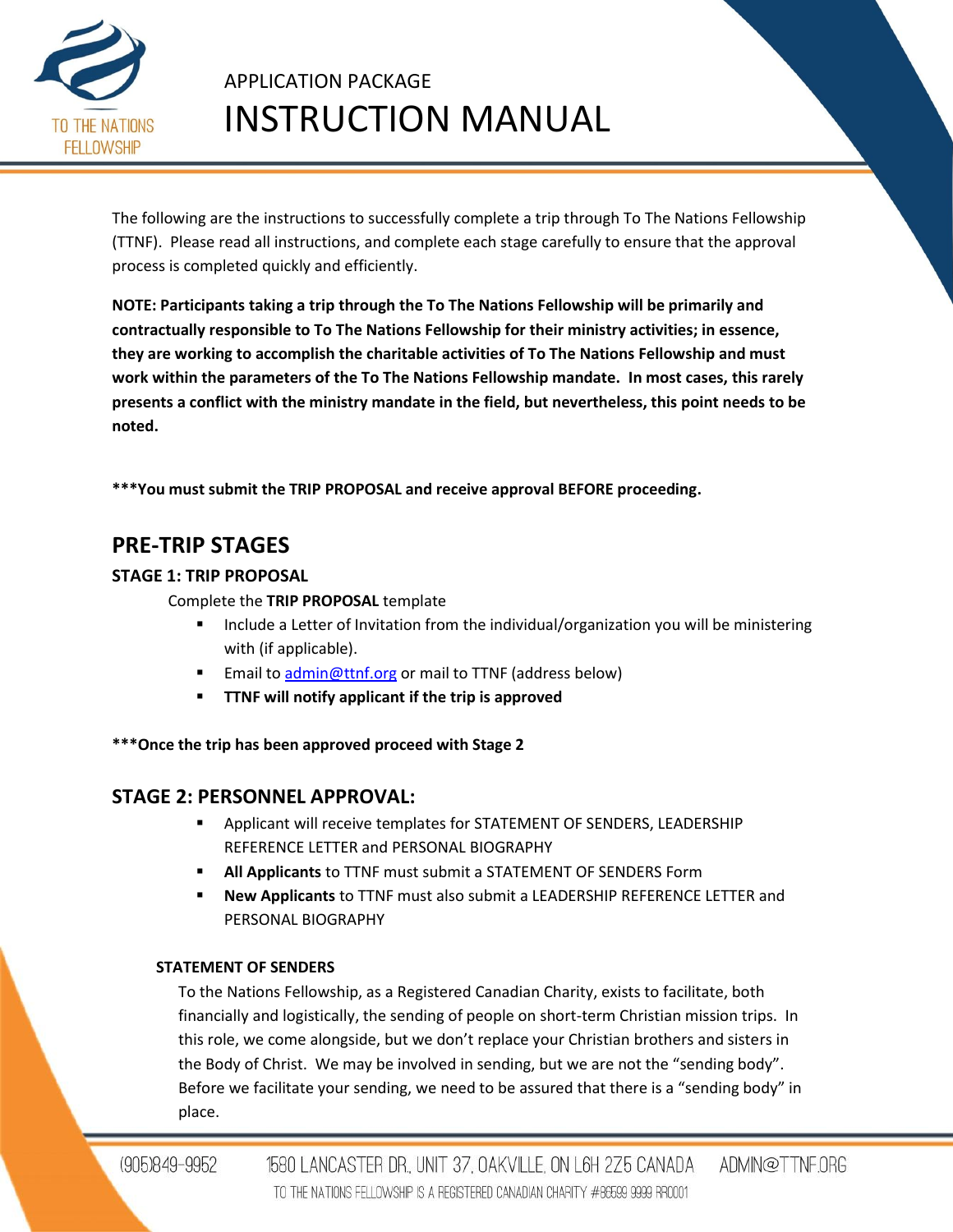APPLICATION PACKAGE

# INSTRUCTION MANUAL

The following are the instructions to successfully complete a trip through To The Nations Fellowship (TTNF). Please read all instructions, and complete each stage carefully to ensure that the approval process is completed quickly and efficiently.

**NOTE: Participants taking a trip through the To The Nations Fellowship will be primarily and contractually responsible to To The Nations Fellowship for their ministry activities; in essence, they are working to accomplish the charitable activities of To The Nations Fellowship and must work within the parameters of the To The Nations Fellowship mandate. In most cases, this rarely presents a conflict with the ministry mandate in the field, but nevertheless, this point needs to be noted.**

**\*\*\*You must submit the TRIP PROPOSAL and receive approval BEFORE proceeding.**

## PRE-TRIP STAGES

### STAGE 1: TRIP PROPOSAL

Complete the **TRIP PROPOSAL** template

- Include a Letter of Invitation from the individual/organization you will be ministering with (if applicable).
- Email to admin@ttnf.org or mail to TTNF (address below)
- **TTNF will notify applicant if the trip is approved**

**\*\*\*Once the trip has been approved proceed with Stage 2**

## STAGE 2: PERSONNEL APPROVAL:

- Applicant will receive templates for STATEMENT OF SENDERS, LEADERSHIP REFERENCE LETTER and PERSONAL BIOGRAPHY
- **All Applicants** to TTNF must submit a STATEMENT OF SENDERS Form
- **New Applicants** to TTNF must also submit a LEADERSHIP REFERENCE LETTER and PERSONAL BIOGRAPHY

#### STATEMENT OF SENDERS

To the Nations Fellowship, as a Registered Canadian Charity, exists to facilitate, both financially and logistically, the sending of people on short-term Christian mission trips. In this role, we come alongside, but we don't replace your Christian brothers and sisters in the Body of Christ. We may be involved in sending, but we are not the "sending body". Before we facilitate your sending, we need to be assured that there is a "sending body" in place.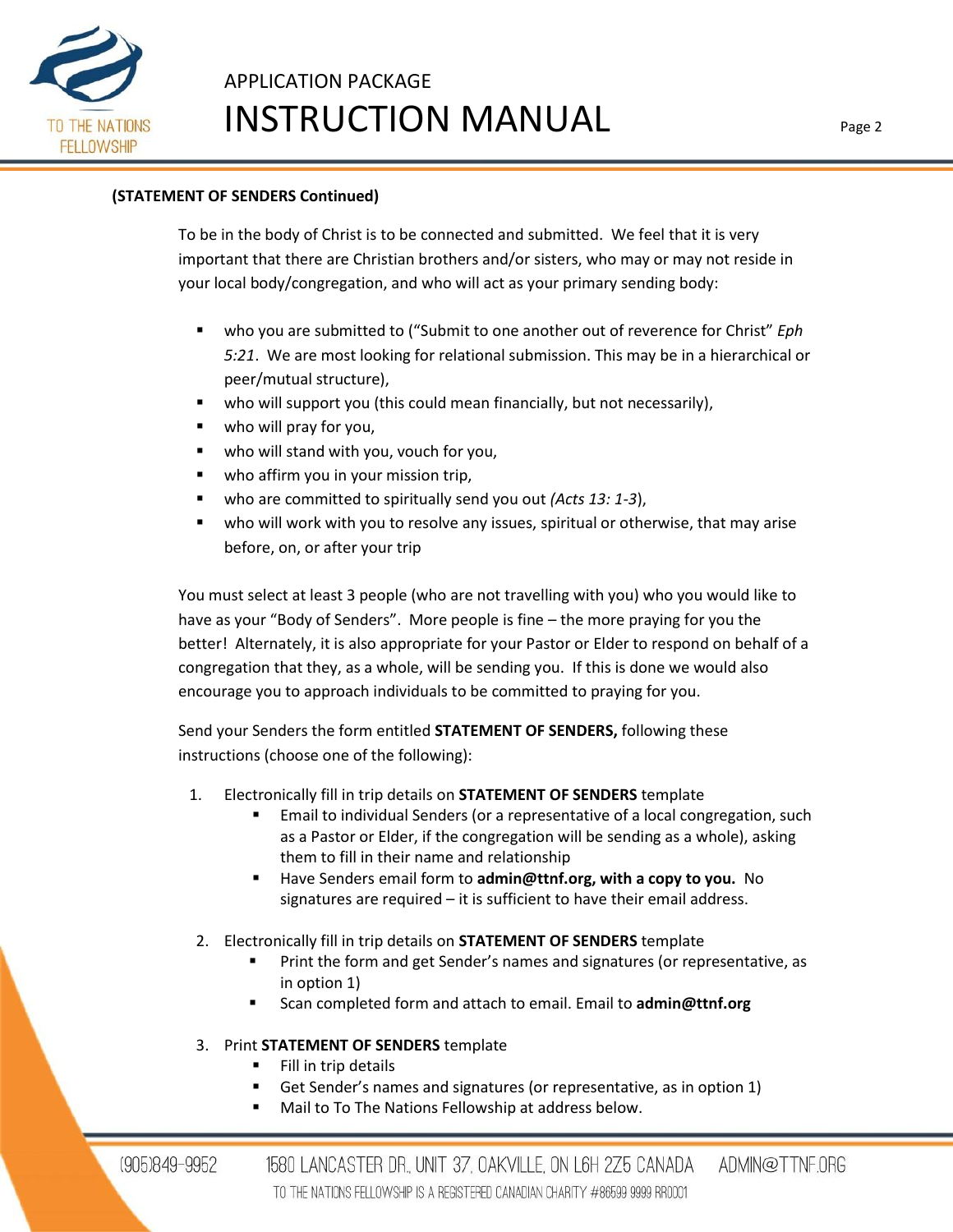**(STATEMENT OF SENDERS Continued)**

To be in the body of Christ is to be connected and submitted. We feel that it is very important that there are Christian brothers and/or sisters, who may or may not reside in your local body/congregation, and who will act as your primary sending body:

- who you are submitted to ("Submit to one another out of reverence for Christ" *Eph 5:21*. We are most looking for relational submission. This may be in a hierarchical or peer/mutual structure),
- who will support you (this could mean financially, but not necessarily),
- who will pray for you,
- who will stand with you, vouch for you,
- who affirm you in your mission trip,
- who are committed to spiritually send you out *(Acts 13: 1-3*),
- who will work with you to resolve any issues, spiritual or otherwise, that may arise before, on, or after your trip

You must select at least 3 people (who are not travelling with you) who you would like to have as your "Body of Senders". More people is fine – the more praying for you the better! Alternately, it is also appropriate for your Pastor or Elder to respond on behalf of a congregation that they, as a whole, will be sending you. If this is done we would also encourage you to approach individuals to be committed to praying for you.

Send your Senders the form entitled **STATEMENT OF SENDERS,** following these instructions (choose one of the following):

1. Electronically fill in trip details on **STATEMENT OF SENDERS** template
   - Email to individual Senders (or a representative of a local congregation, such as a Pastor or Elder, if the congregation will be sending as a whole), asking them to fill in their name and relationship
   - Have Senders email form to **admin@ttnf.org, with a copy to you.** No signatures are required – it is sufficient to have their email address.
2. Electronically fill in trip details on **STATEMENT OF SENDERS** template
   - Print the form and get Sender's names and signatures (or representative, as in option 1)
   - Scan completed form and attach to email. Email to **admin@ttnf.org**
3. Print **STATEMENT OF SENDERS** template
   - Fill in trip details
   - Get Sender's names and signatures (or representative, as in option 1)
   - Mail to To The Nations Fellowship at address below.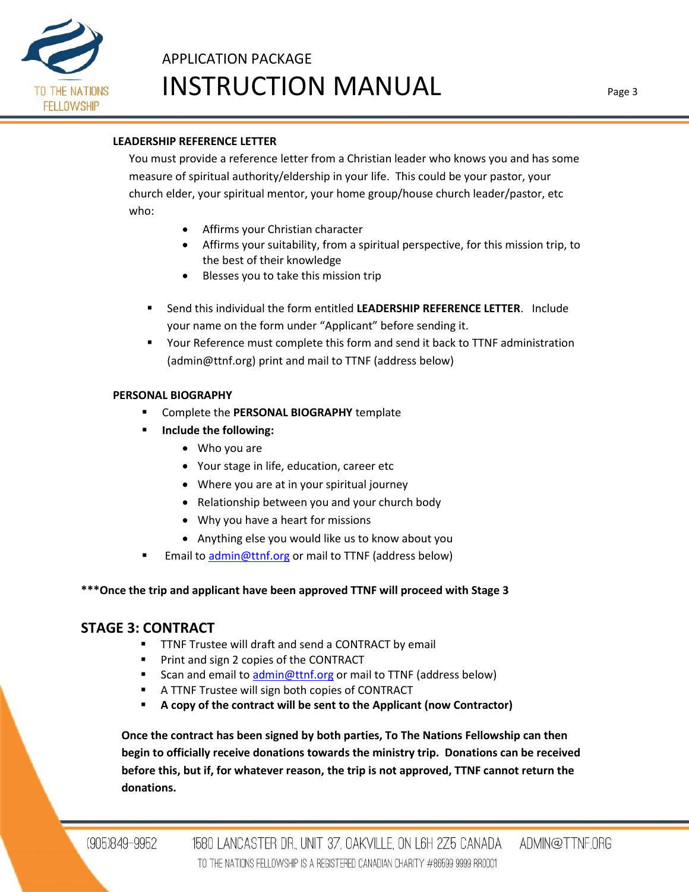**LEADERSHIP REFERENCE LETTER**

You must provide a reference letter from a Christian leader who knows you and has some measure of spiritual authority/eldership in your life. This could be your pastor, your church elder, your spiritual mentor, your home group/house church leader/pastor, etc who:

- Affirms your Christian character
- Affirms your suitability, from a spiritual perspective, for this mission trip, to the best of their knowledge
- Blesses you to take this mission trip

- Send this individual the form entitled **LEADERSHIP REFERENCE LETTER**. Include your name on the form under "Applicant" before sending it.
- Your Reference must complete this form and send it back to TTNF administration (admin@ttnf.org) print and mail to TTNF (address below)

**PERSONAL BIOGRAPHY**

- Complete the **PERSONAL BIOGRAPHY** template
- **Include the following:**
  - Who you are
  - Your stage in life, education, career etc
  - Where you are at in your spiritual journey
  - Relationship between you and your church body
  - Why you have a heart for missions
  - Anything else you would like us to know about you
- Email to admin@ttnf.org or mail to TTNF (address below)

**\*\*\*Once the trip and applicant have been approved TTNF will proceed with Stage 3**

## STAGE 3: CONTRACT

- TTNF Trustee will draft and send a CONTRACT by email
- Print and sign 2 copies of the CONTRACT
- Scan and email to admin@ttnf.org or mail to TTNF (address below)
- A TTNF Trustee will sign both copies of CONTRACT
- **A copy of the contract will be sent to the Applicant (now Contractor)**

**Once the contract has been signed by both parties, To The Nations Fellowship can then begin to officially receive donations towards the ministry trip. Donations can be received before this, but if, for whatever reason, the trip is not approved, TTNF cannot return the donations.**

(905)849-9952 1580 LANCASTER DR., UNIT 37, OAKVILLE, ON L6H 2Z5 CANADA ADMIN@TTNF.ORG

TO THE NATIONS FELLOWSHIP IS A REGISTERED CANADIAN CHARITY #86599 9999 RR0001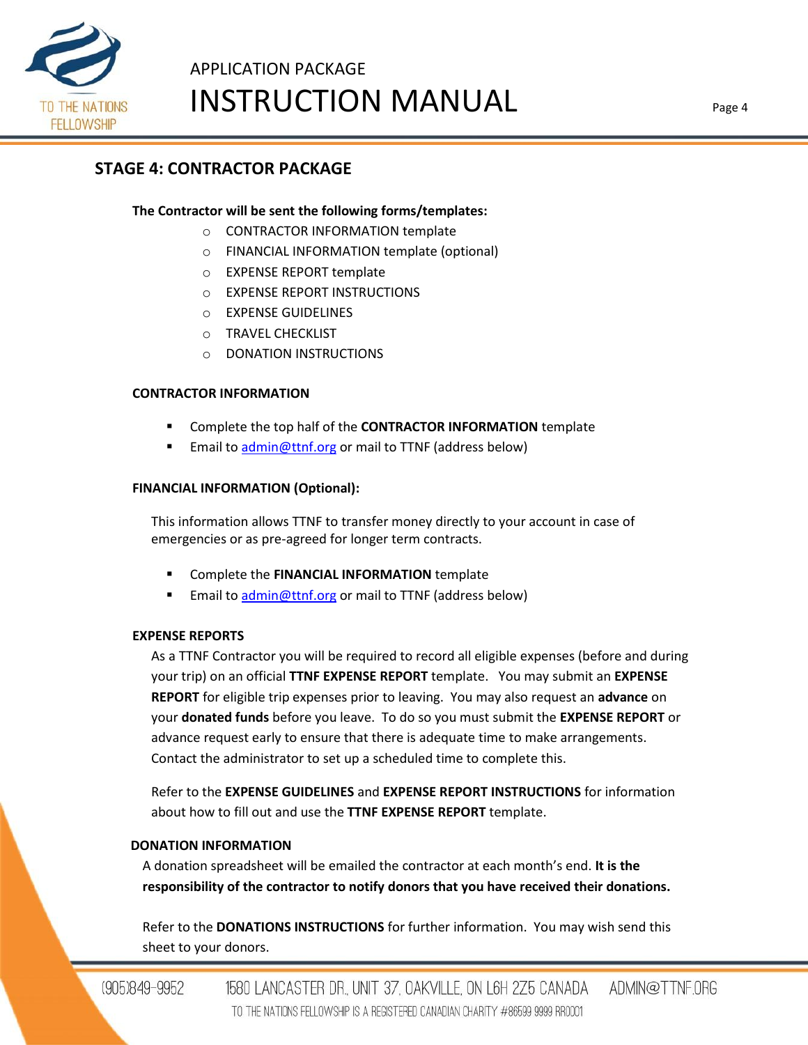## STAGE 4: CONTRACTOR PACKAGE

**The Contractor will be sent the following forms/templates:**

- CONTRACTOR INFORMATION template
- FINANCIAL INFORMATION template (optional)
- EXPENSE REPORT template
- EXPENSE REPORT INSTRUCTIONS
- EXPENSE GUIDELINES
- TRAVEL CHECKLIST
- DONATION INSTRUCTIONS

### CONTRACTOR INFORMATION

- Complete the top half of the **CONTRACTOR INFORMATION** template
- Email to admin@ttnf.org or mail to TTNF (address below)

### FINANCIAL INFORMATION (Optional):

This information allows TTNF to transfer money directly to your account in case of emergencies or as pre-agreed for longer term contracts.

- Complete the **FINANCIAL INFORMATION** template
- Email to admin@ttnf.org or mail to TTNF (address below)

### EXPENSE REPORTS

As a TTNF Contractor you will be required to record all eligible expenses (before and during your trip) on an official **TTNF EXPENSE REPORT** template. You may submit an **EXPENSE REPORT** for eligible trip expenses prior to leaving. You may also request an **advance** on your **donated funds** before you leave. To do so you must submit the **EXPENSE REPORT** or advance request early to ensure that there is adequate time to make arrangements. Contact the administrator to set up a scheduled time to complete this.

Refer to the **EXPENSE GUIDELINES** and **EXPENSE REPORT INSTRUCTIONS** for information about how to fill out and use the **TTNF EXPENSE REPORT** template.

### DONATION INFORMATION

A donation spreadsheet will be emailed the contractor at each month's end. **It is the responsibility of the contractor to notify donors that you have received their donations.**

Refer to the **DONATIONS INSTRUCTIONS** for further information. You may wish send this sheet to your donors.

(905)849-9952 1580 LANCASTER DR., UNIT 37, OAKVILLE, ON L6H 2Z5 CANADA ADMIN@TTNF.ORG

TO THE NATIONS FELLOWSHIP IS A REGISTERED CANADIAN CHARITY #86599 9999 RR0001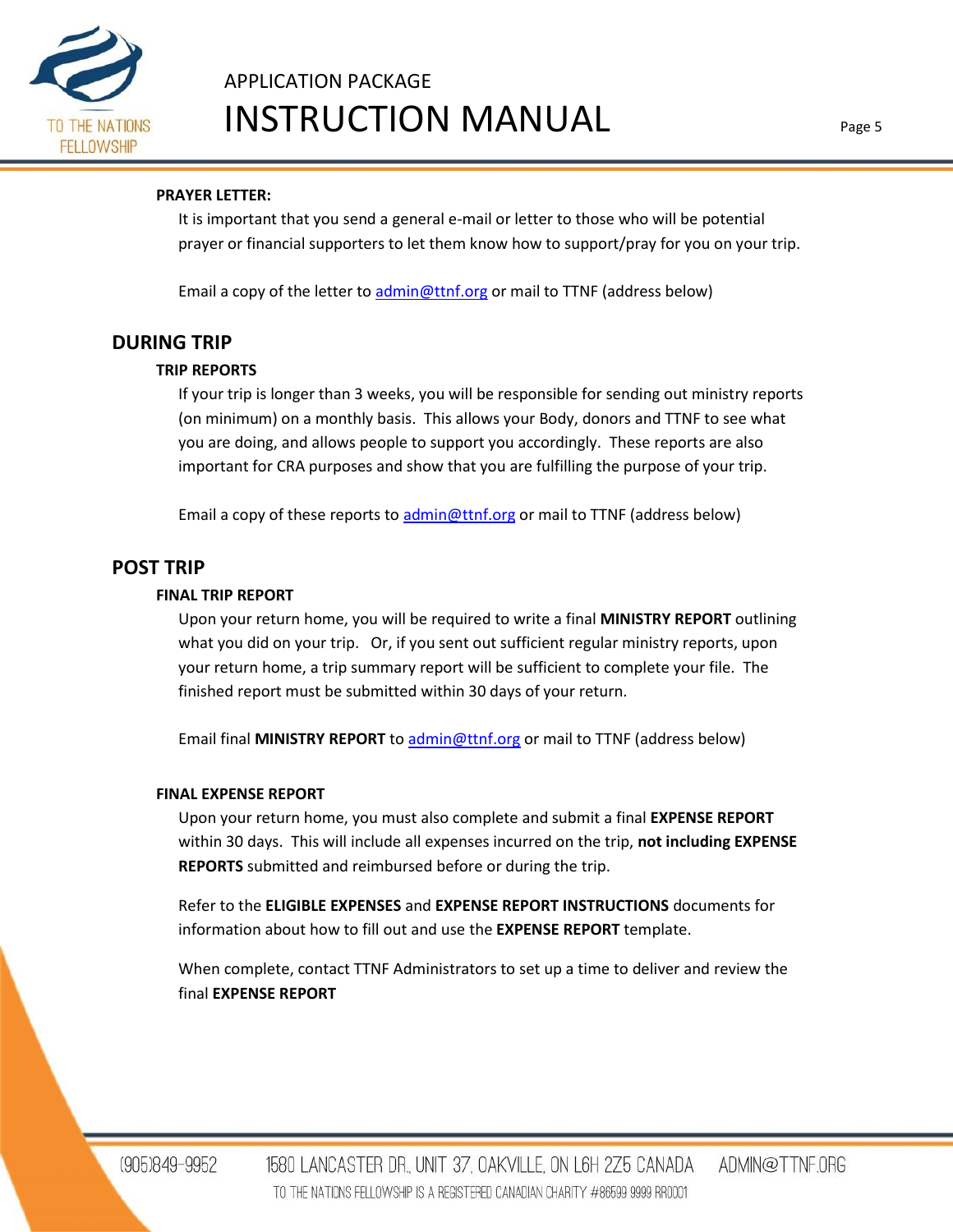**PRAYER LETTER:**

It is important that you send a general e-mail or letter to those who will be potential prayer or financial supporters to let them know how to support/pray for you on your trip.

Email a copy of the letter to admin@ttnf.org or mail to TTNF (address below)

## DURING TRIP

### TRIP REPORTS

If your trip is longer than 3 weeks, you will be responsible for sending out ministry reports (on minimum) on a monthly basis. This allows your Body, donors and TTNF to see what you are doing, and allows people to support you accordingly. These reports are also important for CRA purposes and show that you are fulfilling the purpose of your trip.

Email a copy of these reports to admin@ttnf.org or mail to TTNF (address below)

## POST TRIP

### FINAL TRIP REPORT

Upon your return home, you will be required to write a final **MINISTRY REPORT** outlining what you did on your trip. Or, if you sent out sufficient regular ministry reports, upon your return home, a trip summary report will be sufficient to complete your file. The finished report must be submitted within 30 days of your return.

Email final **MINISTRY REPORT** to admin@ttnf.org or mail to TTNF (address below)

### FINAL EXPENSE REPORT

Upon your return home, you must also complete and submit a final **EXPENSE REPORT** within 30 days. This will include all expenses incurred on the trip, **not including EXPENSE REPORTS** submitted and reimbursed before or during the trip.

Refer to the **ELIGIBLE EXPENSES** and **EXPENSE REPORT INSTRUCTIONS** documents for information about how to fill out and use the **EXPENSE REPORT** template.

When complete, contact TTNF Administrators to set up a time to deliver and review the final **EXPENSE REPORT**

(905)849-9952 1580 LANCASTER DR., UNIT 37, OAKVILLE, ON L6H 2Z5 CANADA ADMIN@TTNF.ORG

TO THE NATIONS FELLOWSHIP IS A REGISTERED CANADIAN CHARITY #86599 9999 RR0001